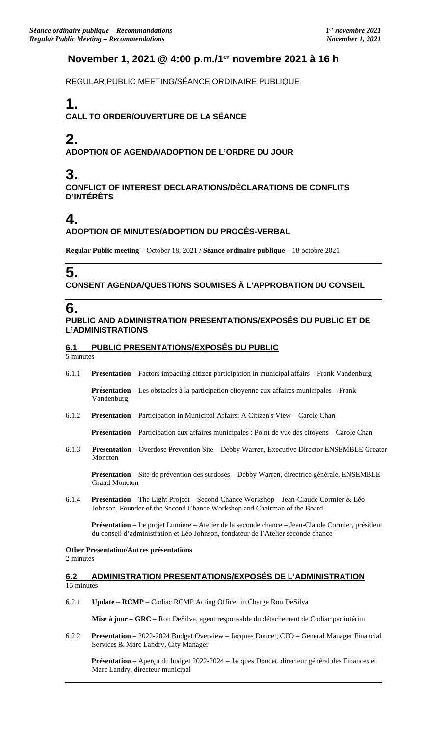# November 1, 2021 @ 4:00 p.m./1er novembre 2021 à 16 h

REGULAR PUBLIC MEETING/SÉANCE ORDINAIRE PUBLIQUE

## 1.

**CALL TO ORDER/OUVERTURE DE LA SÉANCE**

## 2.

**ADOPTION OF AGENDA/ADOPTION DE L'ORDRE DU JOUR**

## 3.

**CONFLICT OF INTEREST DECLARATIONS/DÉCLARATIONS DE CONFLITS D'INTÉRÊTS**

## 4.

**ADOPTION OF MINUTES/ADOPTION DU PROCÈS-VERBAL**

**Regular Public meeting –** October 18, 2021 **/ Séance ordinaire publique** – 18 octobre 2021

## 5.

**CONSENT AGENDA/QUESTIONS SOUMISES À L'APPROBATION DU CONSEIL**

## 6.

**PUBLIC AND ADMINISTRATION PRESENTATIONS/EXPOSÉS DU PUBLIC ET DE L'ADMINISTRATIONS**

### 6.1 PUBLIC PRESENTATIONS/EXPOSÉS DU PUBLIC

5 minutes

6.1.1 **Presentation** – Factors impacting citizen participation in municipal affairs – Frank Vandenburg

**Présentation** – Les obstacles à la participation citoyenne aux affaires municipales – Frank Vandenburg

6.1.2 **Presentation** – Participation in Municipal Affairs: A Citizen's View – Carole Chan

**Présentation** – Participation aux affaires municipales : Point de vue des citoyens – Carole Chan

6.1.3 **Presentation** – Overdose Prevention Site – Debby Warren, Executive Director ENSEMBLE Greater Moncton

**Présentation** – Site de prévention des surdoses – Debby Warren, directrice générale, ENSEMBLE Grand Moncton

6.1.4 **Presentation** – The Light Project – Second Chance Workshop – Jean-Claude Cormier & Léo Johnson, Founder of the Second Chance Workshop and Chairman of the Board

**Présentation** – Le projet Lumière – Atelier de la seconde chance – Jean-Claude Cormier, président du conseil d'administration et Léo Johnson, fondateur de l'Atelier seconde chance

**Other Presentation/Autres présentations**
2 minutes

### 6.2 ADMINISTRATION PRESENTATIONS/EXPOSÉS DE L'ADMINISTRATION

15 minutes

6.2.1 **Update** – **RCMP** – Codiac RCMP Acting Officer in Charge Ron DeSilva

**Mise à jour** – **GRC** – Ron DeSilva, agent responsable du détachement de Codiac par intérim

6.2.2 **Presentation** – 2022-2024 Budget Overview – Jacques Doucet, CFO – General Manager Financial Services & Marc Landry, City Manager

**Présentation** – Aperçu du budget 2022-2024 – Jacques Doucet, directeur général des Finances et Marc Landry, directeur municipal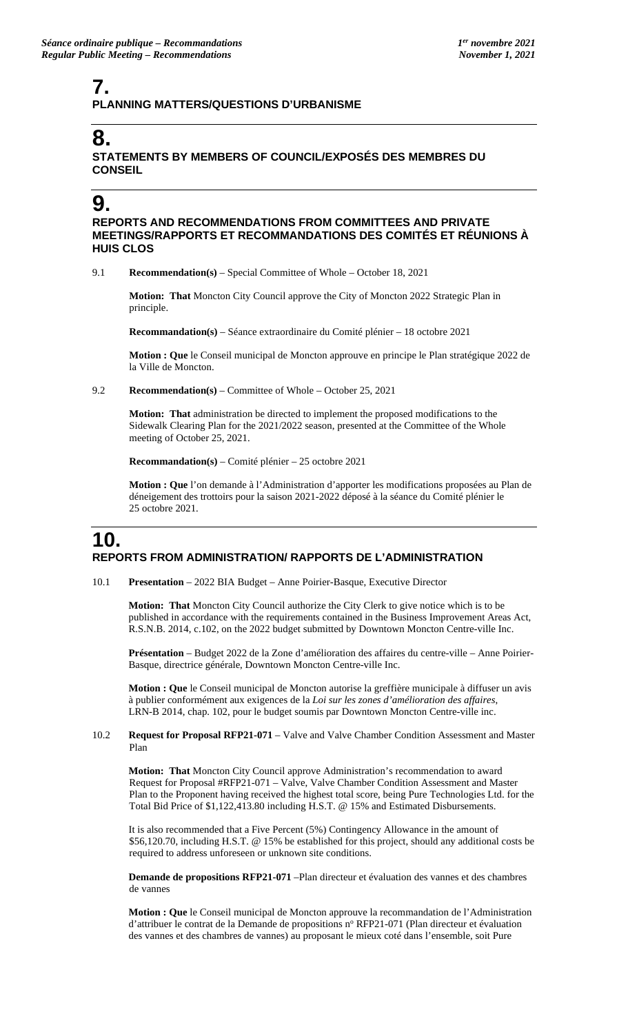# 7.

**PLANNING MATTERS/QUESTIONS D'URBANISME**

# 8.

**STATEMENTS BY MEMBERS OF COUNCIL/EXPOSÉS DES MEMBRES DU CONSEIL**

# 9.

**REPORTS AND RECOMMENDATIONS FROM COMMITTEES AND PRIVATE MEETINGS/RAPPORTS ET RECOMMANDATIONS DES COMITÉS ET RÉUNIONS À HUIS CLOS**

9.1 **Recommendation(s)** – Special Committee of Whole – October 18, 2021

**Motion: That** Moncton City Council approve the City of Moncton 2022 Strategic Plan in principle.

**Recommandation(s)** – Séance extraordinaire du Comité plénier – 18 octobre 2021

**Motion : Que** le Conseil municipal de Moncton approuve en principe le Plan stratégique 2022 de la Ville de Moncton.

9.2 **Recommendation(s)** – Committee of Whole – October 25, 2021

**Motion: That** administration be directed to implement the proposed modifications to the Sidewalk Clearing Plan for the 2021/2022 season, presented at the Committee of the Whole meeting of October 25, 2021.

**Recommandation(s)** – Comité plénier – 25 octobre 2021

**Motion : Que** l'on demande à l'Administration d'apporter les modifications proposées au Plan de déneigement des trottoirs pour la saison 2021-2022 déposé à la séance du Comité plénier le 25 octobre 2021.

# 10.

**REPORTS FROM ADMINISTRATION/ RAPPORTS DE L'ADMINISTRATION**

10.1 **Presentation** – 2022 BIA Budget – Anne Poirier-Basque, Executive Director

**Motion: That** Moncton City Council authorize the City Clerk to give notice which is to be published in accordance with the requirements contained in the Business Improvement Areas Act, R.S.N.B. 2014, c.102, on the 2022 budget submitted by Downtown Moncton Centre-ville Inc.

**Présentation** – Budget 2022 de la Zone d'amélioration des affaires du centre-ville – Anne Poirier-Basque, directrice générale, Downtown Moncton Centre-ville Inc.

**Motion : Que** le Conseil municipal de Moncton autorise la greffière municipale à diffuser un avis à publier conformément aux exigences de la *Loi sur les zones d'amélioration des affaires*, LRN-B 2014, chap. 102, pour le budget soumis par Downtown Moncton Centre-ville inc.

10.2 **Request for Proposal RFP21-071** – Valve and Valve Chamber Condition Assessment and Master Plan

**Motion: That** Moncton City Council approve Administration's recommendation to award Request for Proposal #RFP21-071 – Valve, Valve Chamber Condition Assessment and Master Plan to the Proponent having received the highest total score, being Pure Technologies Ltd. for the Total Bid Price of $1,122,413.80 including H.S.T. @ 15% and Estimated Disbursements.

It is also recommended that a Five Percent (5%) Contingency Allowance in the amount of $56,120.70, including H.S.T. @ 15% be established for this project, should any additional costs be required to address unforeseen or unknown site conditions.

**Demande de propositions RFP21-071** –Plan directeur et évaluation des vannes et des chambres de vannes

**Motion : Que** le Conseil municipal de Moncton approuve la recommandation de l'Administration d'attribuer le contrat de la Demande de propositions n° RFP21-071 (Plan directeur et évaluation des vannes et des chambres de vannes) au proposant le mieux coté dans l'ensemble, soit Pure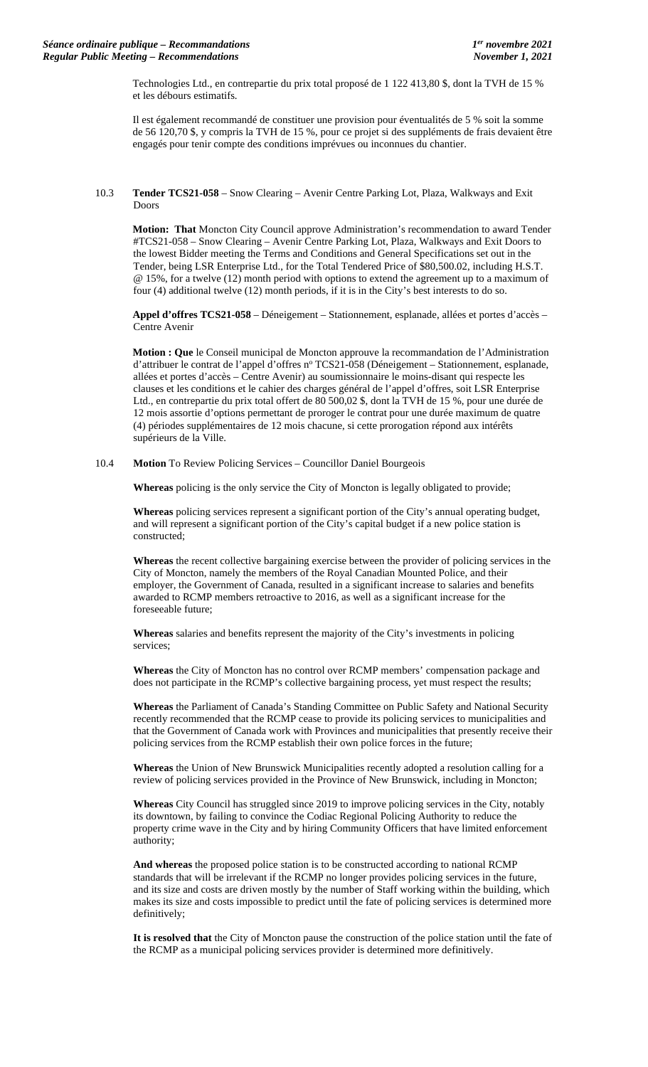Technologies Ltd., en contrepartie du prix total proposé de 1 122 413,80 $, dont la TVH de 15 % et les débours estimatifs.

Il est également recommandé de constituer une provision pour éventualités de 5 % soit la somme de 56 120,70 $, y compris la TVH de 15 %, pour ce projet si des suppléments de frais devaient être engagés pour tenir compte des conditions imprévues ou inconnues du chantier.

10.3 **Tender TCS21-058** – Snow Clearing – Avenir Centre Parking Lot, Plaza, Walkways and Exit Doors

**Motion: That** Moncton City Council approve Administration's recommendation to award Tender #TCS21-058 – Snow Clearing – Avenir Centre Parking Lot, Plaza, Walkways and Exit Doors to the lowest Bidder meeting the Terms and Conditions and General Specifications set out in the Tender, being LSR Enterprise Ltd., for the Total Tendered Price of $80,500.02, including H.S.T. @ 15%, for a twelve (12) month period with options to extend the agreement up to a maximum of four (4) additional twelve (12) month periods, if it is in the City's best interests to do so.

**Appel d'offres TCS21-058** – Déneigement – Stationnement, esplanade, allées et portes d'accès – Centre Avenir

**Motion : Que** le Conseil municipal de Moncton approuve la recommandation de l'Administration d'attribuer le contrat de l'appel d'offres n° TCS21-058 (Déneigement – Stationnement, esplanade, allées et portes d'accès – Centre Avenir) au soumissionnaire le moins-disant qui respecte les clauses et les conditions et le cahier des charges général de l'appel d'offres, soit LSR Enterprise Ltd., en contrepartie du prix total offert de 80 500,02 $, dont la TVH de 15 %, pour une durée de 12 mois assortie d'options permettant de proroger le contrat pour une durée maximum de quatre (4) périodes supplémentaires de 12 mois chacune, si cette prorogation répond aux intérêts supérieurs de la Ville.

10.4 **Motion** To Review Policing Services – Councillor Daniel Bourgeois

**Whereas** policing is the only service the City of Moncton is legally obligated to provide;

**Whereas** policing services represent a significant portion of the City's annual operating budget, and will represent a significant portion of the City's capital budget if a new police station is constructed;

**Whereas** the recent collective bargaining exercise between the provider of policing services in the City of Moncton, namely the members of the Royal Canadian Mounted Police, and their employer, the Government of Canada, resulted in a significant increase to salaries and benefits awarded to RCMP members retroactive to 2016, as well as a significant increase for the foreseeable future;

**Whereas** salaries and benefits represent the majority of the City's investments in policing services;

**Whereas** the City of Moncton has no control over RCMP members' compensation package and does not participate in the RCMP's collective bargaining process, yet must respect the results;

**Whereas** the Parliament of Canada's Standing Committee on Public Safety and National Security recently recommended that the RCMP cease to provide its policing services to municipalities and that the Government of Canada work with Provinces and municipalities that presently receive their policing services from the RCMP establish their own police forces in the future;

**Whereas** the Union of New Brunswick Municipalities recently adopted a resolution calling for a review of policing services provided in the Province of New Brunswick, including in Moncton;

**Whereas** City Council has struggled since 2019 to improve policing services in the City, notably its downtown, by failing to convince the Codiac Regional Policing Authority to reduce the property crime wave in the City and by hiring Community Officers that have limited enforcement authority;

**And whereas** the proposed police station is to be constructed according to national RCMP standards that will be irrelevant if the RCMP no longer provides policing services in the future, and its size and costs are driven mostly by the number of Staff working within the building, which makes its size and costs impossible to predict until the fate of policing services is determined more definitively;

**It is resolved that** the City of Moncton pause the construction of the police station until the fate of the RCMP as a municipal policing services provider is determined more definitively.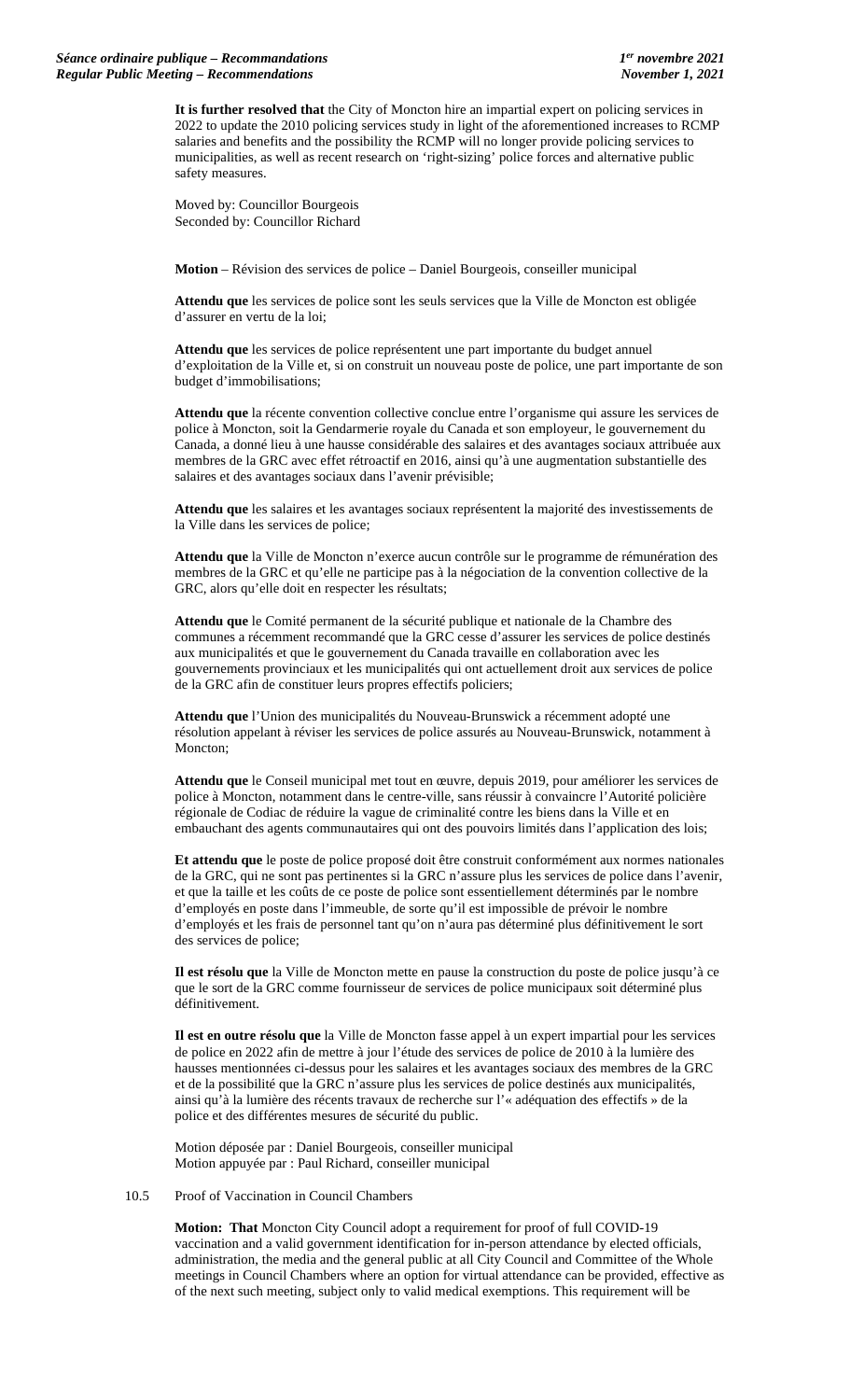**It is further resolved that** the City of Moncton hire an impartial expert on policing services in 2022 to update the 2010 policing services study in light of the aforementioned increases to RCMP salaries and benefits and the possibility the RCMP will no longer provide policing services to municipalities, as well as recent research on 'right-sizing' police forces and alternative public safety measures.

Moved by: Councillor Bourgeois
Seconded by: Councillor Richard

**Motion** – Révision des services de police – Daniel Bourgeois, conseiller municipal

**Attendu que** les services de police sont les seuls services que la Ville de Moncton est obligée d'assurer en vertu de la loi;

**Attendu que** les services de police représentent une part importante du budget annuel d'exploitation de la Ville et, si on construit un nouveau poste de police, une part importante de son budget d'immobilisations;

**Attendu que** la récente convention collective conclue entre l'organisme qui assure les services de police à Moncton, soit la Gendarmerie royale du Canada et son employeur, le gouvernement du Canada, a donné lieu à une hausse considérable des salaires et des avantages sociaux attribuée aux membres de la GRC avec effet rétroactif en 2016, ainsi qu'à une augmentation substantielle des salaires et des avantages sociaux dans l'avenir prévisible;

**Attendu que** les salaires et les avantages sociaux représentent la majorité des investissements de la Ville dans les services de police;

**Attendu que** la Ville de Moncton n'exerce aucun contrôle sur le programme de rémunération des membres de la GRC et qu'elle ne participe pas à la négociation de la convention collective de la GRC, alors qu'elle doit en respecter les résultats;

**Attendu que** le Comité permanent de la sécurité publique et nationale de la Chambre des communes a récemment recommandé que la GRC cesse d'assurer les services de police destinés aux municipalités et que le gouvernement du Canada travaille en collaboration avec les gouvernements provinciaux et les municipalités qui ont actuellement droit aux services de police de la GRC afin de constituer leurs propres effectifs policiers;

**Attendu que** l'Union des municipalités du Nouveau-Brunswick a récemment adopté une résolution appelant à réviser les services de police assurés au Nouveau-Brunswick, notamment à Moncton;

**Attendu que** le Conseil municipal met tout en œuvre, depuis 2019, pour améliorer les services de police à Moncton, notamment dans le centre-ville, sans réussir à convaincre l'Autorité policière régionale de Codiac de réduire la vague de criminalité contre les biens dans la Ville et en embauchant des agents communautaires qui ont des pouvoirs limités dans l'application des lois;

**Et attendu que** le poste de police proposé doit être construit conformément aux normes nationales de la GRC, qui ne sont pas pertinentes si la GRC n'assure plus les services de police dans l'avenir, et que la taille et les coûts de ce poste de police sont essentiellement déterminés par le nombre d'employés en poste dans l'immeuble, de sorte qu'il est impossible de prévoir le nombre d'employés et les frais de personnel tant qu'on n'aura pas déterminé plus définitivement le sort des services de police;

**Il est résolu que** la Ville de Moncton mette en pause la construction du poste de police jusqu'à ce que le sort de la GRC comme fournisseur de services de police municipaux soit déterminé plus définitivement.

**Il est en outre résolu que** la Ville de Moncton fasse appel à un expert impartial pour les services de police en 2022 afin de mettre à jour l'étude des services de police de 2010 à la lumière des hausses mentionnées ci-dessus pour les salaires et les avantages sociaux des membres de la GRC et de la possibilité que la GRC n'assure plus les services de police destinés aux municipalités, ainsi qu'à la lumière des récents travaux de recherche sur l'« adéquation des effectifs » de la police et des différentes mesures de sécurité du public.

Motion déposée par : Daniel Bourgeois, conseiller municipal
Motion appuyée par : Paul Richard, conseiller municipal

10.5 Proof of Vaccination in Council Chambers

**Motion: That** Moncton City Council adopt a requirement for proof of full COVID-19 vaccination and a valid government identification for in-person attendance by elected officials, administration, the media and the general public at all City Council and Committee of the Whole meetings in Council Chambers where an option for virtual attendance can be provided, effective as of the next such meeting, subject only to valid medical exemptions. This requirement will be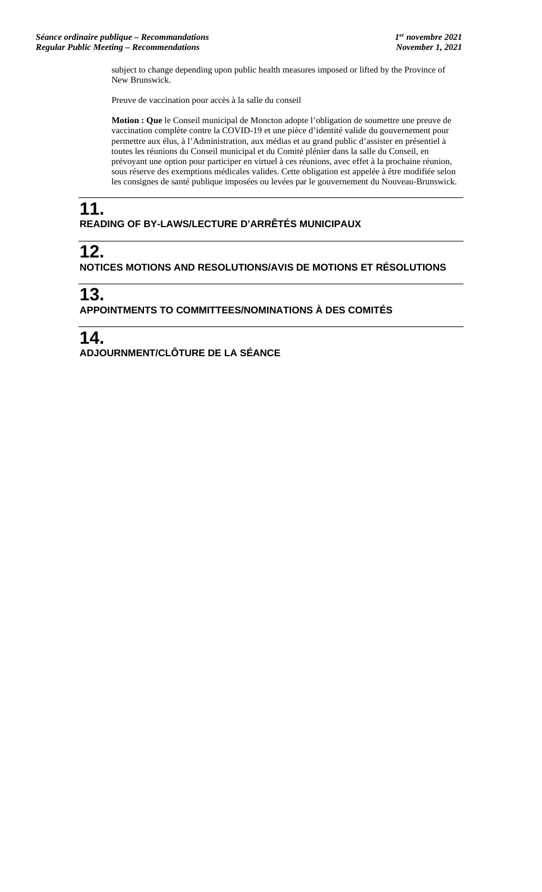subject to change depending upon public health measures imposed or lifted by the Province of New Brunswick.

Preuve de vaccination pour accès à la salle du conseil

**Motion : Que** le Conseil municipal de Moncton adopte l'obligation de soumettre une preuve de vaccination complète contre la COVID-19 et une pièce d'identité valide du gouvernement pour permettre aux élus, à l'Administration, aux médias et au grand public d'assister en présentiel à toutes les réunions du Conseil municipal et du Comité plénier dans la salle du Conseil, en prévoyant une option pour participer en virtuel à ces réunions, avec effet à la prochaine réunion, sous réserve des exemptions médicales valides. Cette obligation est appelée à être modifiée selon les consignes de santé publique imposées ou levées par le gouvernement du Nouveau-Brunswick.

# 11.
**READING OF BY-LAWS/LECTURE D'ARRÊTÉS MUNICIPAUX**

# 12.
**NOTICES MOTIONS AND RESOLUTIONS/AVIS DE MOTIONS ET RÉSOLUTIONS**

# 13.
**APPOINTMENTS TO COMMITTEES/NOMINATIONS À DES COMITÉS**

# 14.
**ADJOURNMENT/CLÔTURE DE LA SÉANCE**